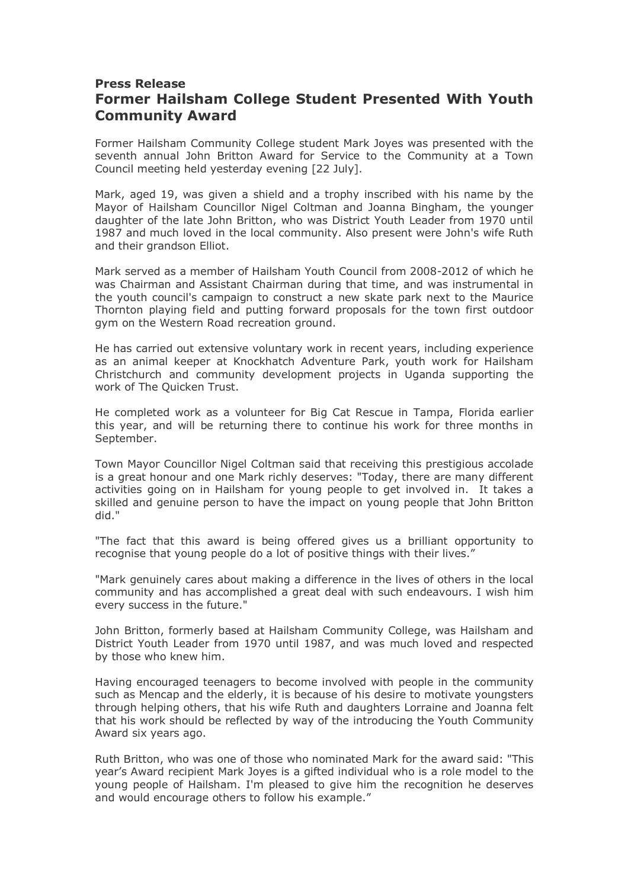**Press Release**

# Former Hailsham College Student Presented With Youth Community Award

Former Hailsham Community College student Mark Joyes was presented with the seventh annual John Britton Award for Service to the Community at a Town Council meeting held yesterday evening [22 July].

Mark, aged 19, was given a shield and a trophy inscribed with his name by the Mayor of Hailsham Councillor Nigel Coltman and Joanna Bingham, the younger daughter of the late John Britton, who was District Youth Leader from 1970 until 1987 and much loved in the local community. Also present were John's wife Ruth and their grandson Elliot.

Mark served as a member of Hailsham Youth Council from 2008-2012 of which he was Chairman and Assistant Chairman during that time, and was instrumental in the youth council's campaign to construct a new skate park next to the Maurice Thornton playing field and putting forward proposals for the town first outdoor gym on the Western Road recreation ground.

He has carried out extensive voluntary work in recent years, including experience as an animal keeper at Knockhatch Adventure Park, youth work for Hailsham Christchurch and community development projects in Uganda supporting the work of The Quicken Trust.

He completed work as a volunteer for Big Cat Rescue in Tampa, Florida earlier this year, and will be returning there to continue his work for three months in September.

Town Mayor Councillor Nigel Coltman said that receiving this prestigious accolade is a great honour and one Mark richly deserves: "Today, there are many different activities going on in Hailsham for young people to get involved in. It takes a skilled and genuine person to have the impact on young people that John Britton did."

"The fact that this award is being offered gives us a brilliant opportunity to recognise that young people do a lot of positive things with their lives."

"Mark genuinely cares about making a difference in the lives of others in the local community and has accomplished a great deal with such endeavours. I wish him every success in the future."

John Britton, formerly based at Hailsham Community College, was Hailsham and District Youth Leader from 1970 until 1987, and was much loved and respected by those who knew him.

Having encouraged teenagers to become involved with people in the community such as Mencap and the elderly, it is because of his desire to motivate youngsters through helping others, that his wife Ruth and daughters Lorraine and Joanna felt that his work should be reflected by way of the introducing the Youth Community Award six years ago.

Ruth Britton, who was one of those who nominated Mark for the award said: "This year's Award recipient Mark Joyes is a gifted individual who is a role model to the young people of Hailsham. I'm pleased to give him the recognition he deserves and would encourage others to follow his example."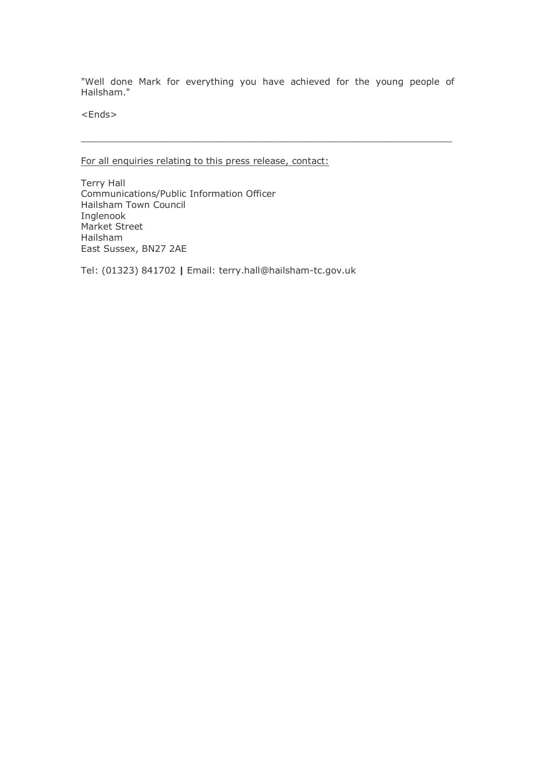"Well done Mark for everything you have achieved for the young people of Hailsham."

<Ends>

---

For all enquiries relating to this press release, contact:

Terry Hall
Communications/Public Information Officer
Hailsham Town Council
Inglenook
Market Street
Hailsham
East Sussex, BN27 2AE

Tel: (01323) 841702 **|** Email: terry.hall@hailsham-tc.gov.uk